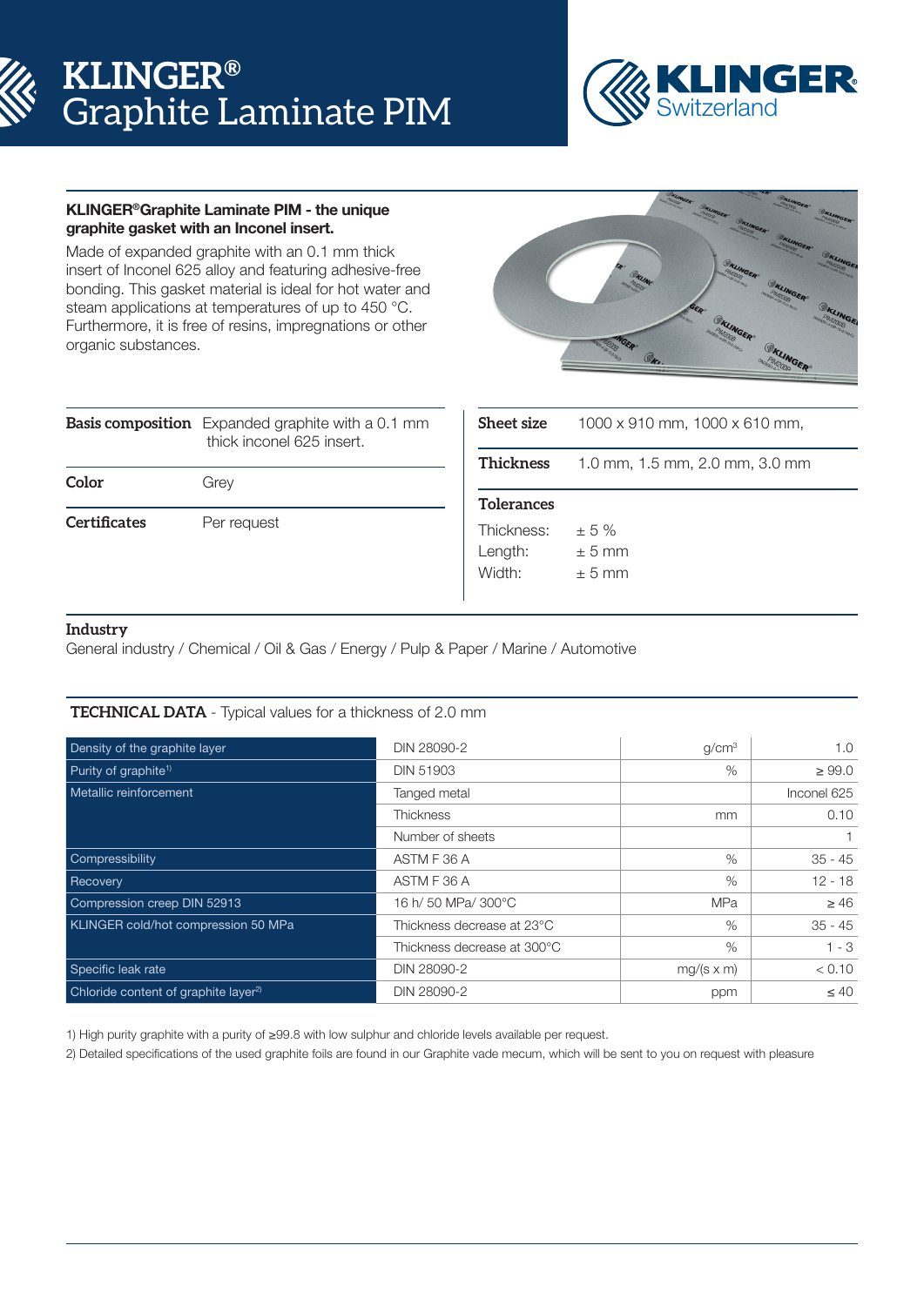# KLINGER® Graphite Laminate PIM

**KLINGER®Graphite Laminate PIM - the unique graphite gasket with an Inconel insert.**

Made of expanded graphite with an 0.1 mm thick insert of Inconel 625 alloy and featuring adhesive-free bonding. This gasket material is ideal for hot water and steam applications at temperatures of up to 450 °C. Furthermore, it is free of resins, impregnations or other organic substances.

| | |
|---|---|
| **Basis composition** | Expanded graphite with a 0.1 mm thick inconel 625 insert. |
| **Color** | Grey |
| **Certificates** | Per request |

| | |
|---|---|
| **Sheet size** | 1000 x 910 mm, 1000 x 610 mm, |
| **Thickness** | 1.0 mm, 1.5 mm, 2.0 mm, 3.0 mm |

**Tolerances**

Thickness: ± 5 %
Length: ± 5 mm
Width: ± 5 mm

**Industry**

General industry / Chemical / Oil & Gas / Energy / Pulp & Paper / Marine / Automotive

**TECHNICAL DATA** - Typical values for a thickness of 2.0 mm

| Property | Test / Condition | Unit | Value |
|---|---|---|---|
| Density of the graphite layer | DIN 28090-2 | g/cm³ | 1.0 |
| Purity of graphite[1] | DIN 51903 | % | ≥ 99.0 |
| Metallic reinforcement | Tanged metal | | Inconel 625 |
| | Thickness | mm | 0.10 |
| | Number of sheets | | 1 |
| Compressibility | ASTM F 36 A | % | 35 - 45 |
| Recovery | ASTM F 36 A | % | 12 - 18 |
| Compression creep DIN 52913 | 16 h/ 50 MPa/ 300°C | MPa | ≥ 46 |
| KLINGER cold/hot compression 50 MPa | Thickness decrease at 23°C | % | 35 - 45 |
| | Thickness decrease at 300°C | % | 1 - 3 |
| Specific leak rate | DIN 28090-2 | mg/(s x m) | < 0.10 |
| Chloride content of graphite layer[2] | DIN 28090-2 | ppm | ≤ 40 |

1) High purity graphite with a purity of ≥99.8 with low sulphur and chloride levels available per request.

2) Detailed specifications of the used graphite foils are found in our Graphite vade mecum, which will be sent to you on request with pleasure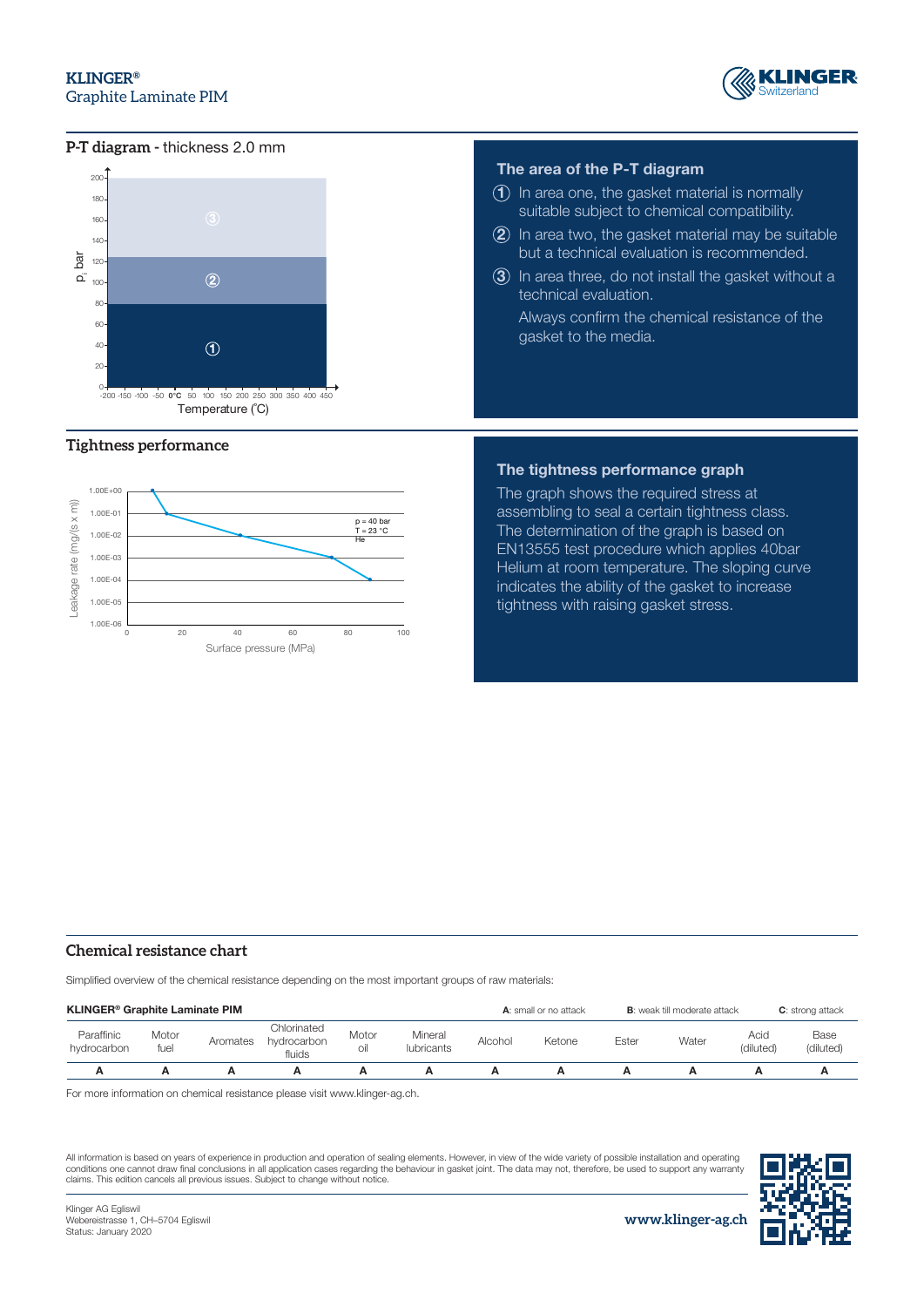## P-T diagram - thickness 2.0 mm

200
180
160
140
120
100
80
60
40
20
0

$p_i$ bar

③
②
①

-200 -150 -100 -50 0°C 50 100 150 200 250 300 350 400 450

Temperature (°C)

### The area of the P-T diagram

1. In area one, the gasket material is normally suitable subject to chemical compatibility.
2. In area two, the gasket material may be suitable but a technical evaluation is recommended.
3. In area three, do not install the gasket without a technical evaluation.

   Always confirm the chemical resistance of the gasket to the media.

## Tightness performance

1.00E+00
1.00E-01
1.00E-02
1.00E-03
1.00E-04
1.00E-05
1.00E-06

Leakage rate (mg/(s x m))

p = 40 bar
T = 23 °C
He

0 20 40 60 80 100

Surface pressure (MPa)

### The tightness performance graph

The graph shows the required stress at assembling to seal a certain tightness class. The determination of the graph is based on EN13555 test procedure which applies 40bar Helium at room temperature. The sloping curve indicates the ability of the gasket to increase tightness with raising gasket stress.

## Chemical resistance chart

Simplified overview of the chemical resistance depending on the most important groups of raw materials:

**KLINGER® Graphite Laminate PIM** — **A**: small or no attack — **B**: weak till moderate attack — **C**: strong attack

| Paraffinic hydrocarbon | Motor fuel | Aromates | Chlorinated hydrocarbon fluids | Motor oil | Mineral lubricants | Alcohol | Ketone | Ester | Water | Acid (diluted) | Base (diluted) |
|---|---|---|---|---|---|---|---|---|---|---|---|
| A | A | A | A | A | A | A | A | A | A | A | A |

For more information on chemical resistance please visit www.klinger-ag.ch.

All information is based on years of experience in production and operation of sealing elements. However, in view of the wide variety of possible installation and operating conditions one cannot draw final conclusions in all application cases regarding the behaviour in gasket joint. The data may not, therefore, be used to support any warranty claims. This edition cancels all previous issues. Subject to change without notice.

Klinger AG Egliswil
Webereistrasse 1, CH–5704 Egliswil
Status: January 2020

**www.klinger-ag.ch**